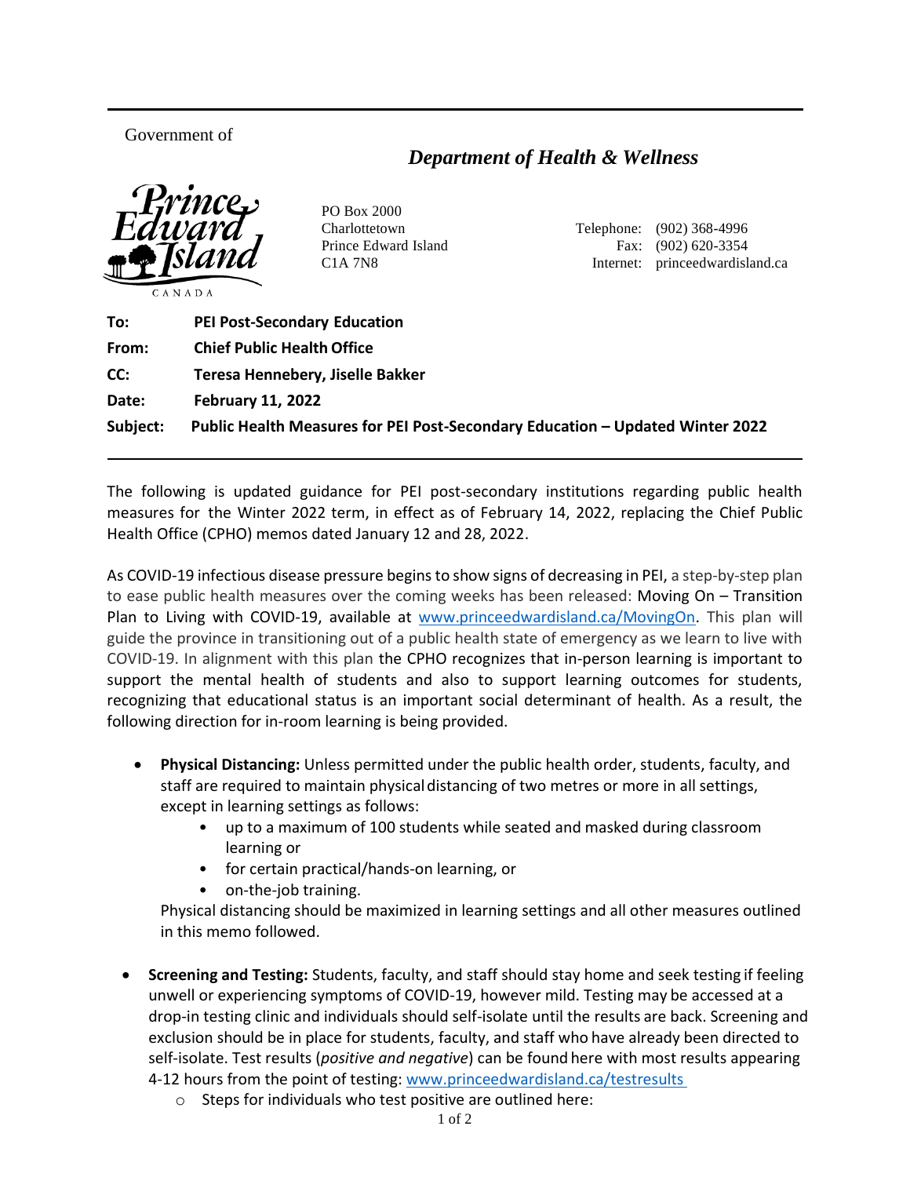Government of

# *Department of Health & Wellness*

PO Box 2000
Charlottetown
Prince Edward Island
C1A 7N8

Telephone: (902) 368-4996
Fax: (902) 620-3354
Internet: princeedwardisland.ca

**To:** **PEI Post-Secondary Education**
**From:** **Chief Public Health Office**
**CC:** **Teresa Hennebery, Jiselle Bakker**
**Date:** **February 11, 2022**
**Subject:** **Public Health Measures for PEI Post-Secondary Education – Updated Winter 2022**

---

The following is updated guidance for PEI post-secondary institutions regarding public health measures for the Winter 2022 term, in effect as of February 14, 2022, replacing the Chief Public Health Office (CPHO) memos dated January 12 and 28, 2022.

As COVID-19 infectious disease pressure begins to show signs of decreasing in PEI, a step-by-step plan to ease public health measures over the coming weeks has been released: Moving On – Transition Plan to Living with COVID-19, available at [www.princeedwardisland.ca/MovingOn](www.princeedwardisland.ca/MovingOn). This plan will guide the province in transitioning out of a public health state of emergency as we learn to live with COVID-19. In alignment with this plan the CPHO recognizes that in-person learning is important to support the mental health of students and also to support learning outcomes for students, recognizing that educational status is an important social determinant of health. As a result, the following direction for in-room learning is being provided.

- **Physical Distancing:** Unless permitted under the public health order, students, faculty, and staff are required to maintain physical distancing of two metres or more in all settings, except in learning settings as follows:
  - up to a maximum of 100 students while seated and masked during classroom learning or
  - for certain practical/hands-on learning, or
  - on-the-job training.

  Physical distancing should be maximized in learning settings and all other measures outlined in this memo followed.

- **Screening and Testing:** Students, faculty, and staff should stay home and seek testing if feeling unwell or experiencing symptoms of COVID-19, however mild. Testing may be accessed at a drop-in testing clinic and individuals should self-isolate until the results are back. Screening and exclusion should be in place for students, faculty, and staff who have already been directed to self-isolate. Test results (*positive and negative*) can be found here with most results appearing 4-12 hours from the point of testing: [www.princeedwardisland.ca/testresults](www.princeedwardisland.ca/testresults)
  - Steps for individuals who test positive are outlined here: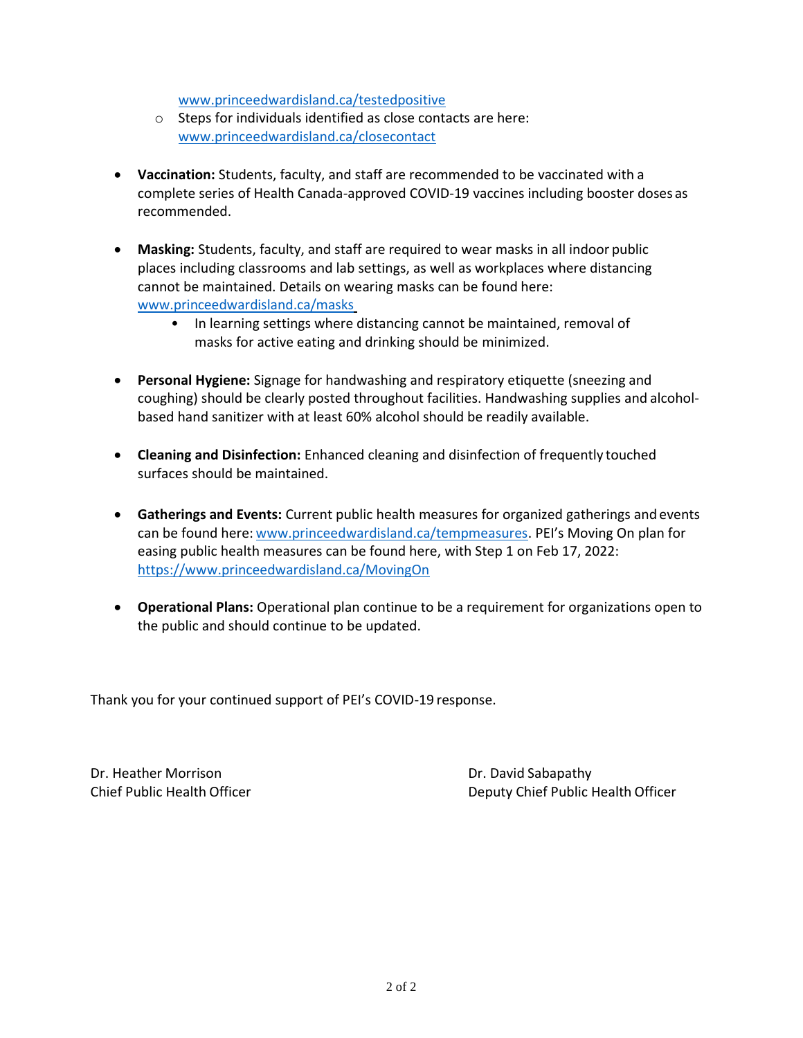www.princeedwardisland.ca/testedpositive
    - Steps for individuals identified as close contacts are here: www.princeedwardisland.ca/closecontact

- **Vaccination:** Students, faculty, and staff are recommended to be vaccinated with a complete series of Health Canada-approved COVID-19 vaccines including booster doses as recommended.

- **Masking:** Students, faculty, and staff are required to wear masks in all indoor public places including classrooms and lab settings, as well as workplaces where distancing cannot be maintained. Details on wearing masks can be found here: www.princeedwardisland.ca/masks
    - In learning settings where distancing cannot be maintained, removal of masks for active eating and drinking should be minimized.

- **Personal Hygiene:** Signage for handwashing and respiratory etiquette (sneezing and coughing) should be clearly posted throughout facilities. Handwashing supplies and alcohol-based hand sanitizer with at least 60% alcohol should be readily available.

- **Cleaning and Disinfection:** Enhanced cleaning and disinfection of frequently touched surfaces should be maintained.

- **Gatherings and Events:** Current public health measures for organized gatherings and events can be found here: www.princeedwardisland.ca/tempmeasures. PEI's Moving On plan for easing public health measures can be found here, with Step 1 on Feb 17, 2022: https://www.princeedwardisland.ca/MovingOn

- **Operational Plans:** Operational plan continue to be a requirement for organizations open to the public and should continue to be updated.

Thank you for your continued support of PEI's COVID-19 response.

Dr. Heather Morrison
Chief Public Health Officer

Dr. David Sabapathy
Deputy Chief Public Health Officer